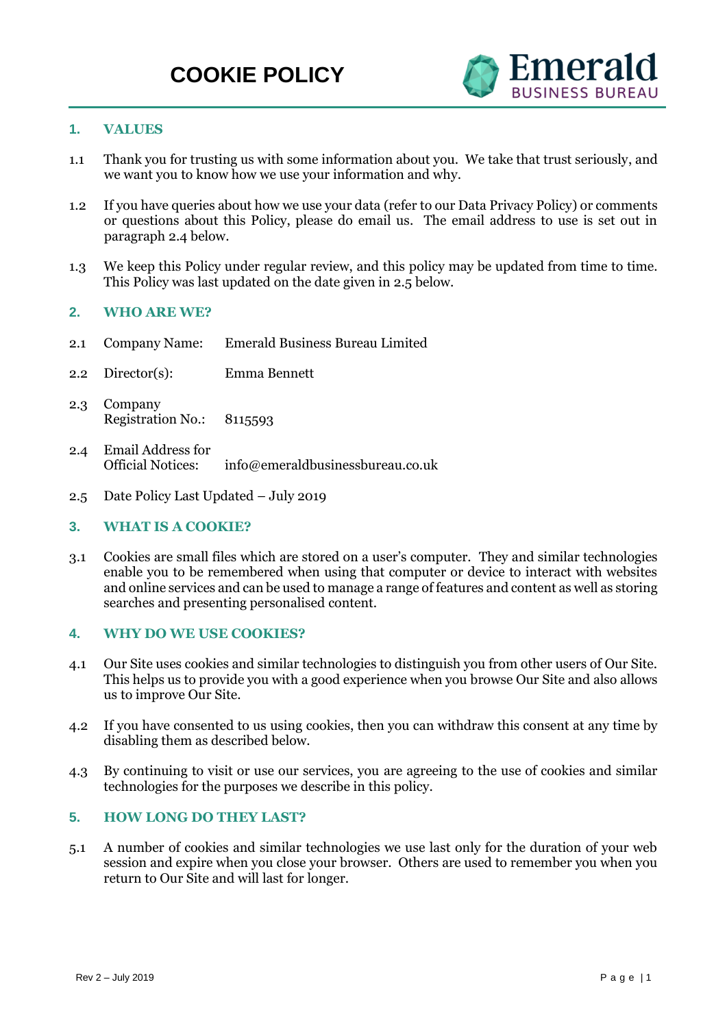# COOKIE POLICY

Emerald BUSINESS BUREAU

## 1. VALUES

1.1 Thank you for trusting us with some information about you. We take that trust seriously, and we want you to know how we use your information and why.

1.2 If you have queries about how we use your data (refer to our Data Privacy Policy) or comments or questions about this Policy, please do email us. The email address to use is set out in paragraph 2.4 below.

1.3 We keep this Policy under regular review, and this policy may be updated from time to time. This Policy was last updated on the date given in 2.5 below.

## 2. WHO ARE WE?

2.1 Company Name: Emerald Business Bureau Limited

2.2 Director(s): Emma Bennett

2.3 Company Registration No.: 8115593

2.4 Email Address for Official Notices: info@emeraldbusinessbureau.co.uk

2.5 Date Policy Last Updated – July 2019

## 3. WHAT IS A COOKIE?

3.1 Cookies are small files which are stored on a user's computer. They and similar technologies enable you to be remembered when using that computer or device to interact with websites and online services and can be used to manage a range of features and content as well as storing searches and presenting personalised content.

## 4. WHY DO WE USE COOKIES?

4.1 Our Site uses cookies and similar technologies to distinguish you from other users of Our Site. This helps us to provide you with a good experience when you browse Our Site and also allows us to improve Our Site.

4.2 If you have consented to us using cookies, then you can withdraw this consent at any time by disabling them as described below.

4.3 By continuing to visit or use our services, you are agreeing to the use of cookies and similar technologies for the purposes we describe in this policy.

## 5. HOW LONG DO THEY LAST?

5.1 A number of cookies and similar technologies we use last only for the duration of your web session and expire when you close your browser. Others are used to remember you when you return to Our Site and will last for longer.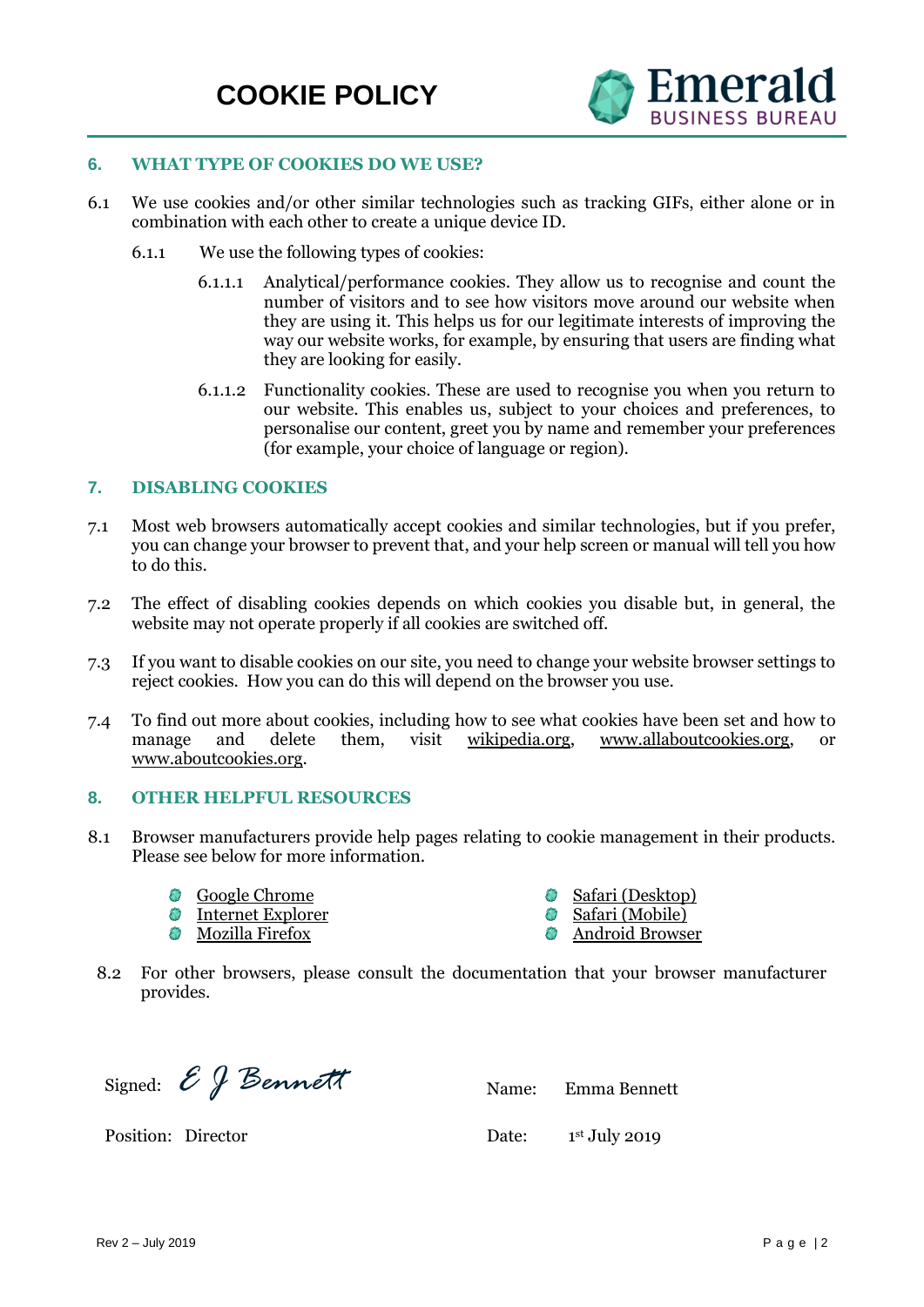# COOKIE POLICY

## 6. WHAT TYPE OF COOKIES DO WE USE?

6.1 We use cookies and/or other similar technologies such as tracking GIFs, either alone or in combination with each other to create a unique device ID.

6.1.1 We use the following types of cookies:

6.1.1.1 Analytical/performance cookies. They allow us to recognise and count the number of visitors and to see how visitors move around our website when they are using it. This helps us for our legitimate interests of improving the way our website works, for example, by ensuring that users are finding what they are looking for easily.

6.1.1.2 Functionality cookies. These are used to recognise you when you return to our website. This enables us, subject to your choices and preferences, to personalise our content, greet you by name and remember your preferences (for example, your choice of language or region).

## 7. DISABLING COOKIES

7.1 Most web browsers automatically accept cookies and similar technologies, but if you prefer, you can change your browser to prevent that, and your help screen or manual will tell you how to do this.

7.2 The effect of disabling cookies depends on which cookies you disable but, in general, the website may not operate properly if all cookies are switched off.

7.3 If you want to disable cookies on our site, you need to change your website browser settings to reject cookies. How you can do this will depend on the browser you use.

7.4 To find out more about cookies, including how to see what cookies have been set and how to manage and delete them, visit wikipedia.org, www.allaboutcookies.org, or www.aboutcookies.org.

## 8. OTHER HELPFUL RESOURCES

8.1 Browser manufacturers provide help pages relating to cookie management in their products. Please see below for more information.

- Google Chrome
- Internet Explorer
- Mozilla Firefox
- Safari (Desktop)
- Safari (Mobile)
- Android Browser

8.2 For other browsers, please consult the documentation that your browser manufacturer provides.

Signed: *E J Bennett*

Name: Emma Bennett

Position: Director

Date: 1st July 2019

Rev 2 – July 2019